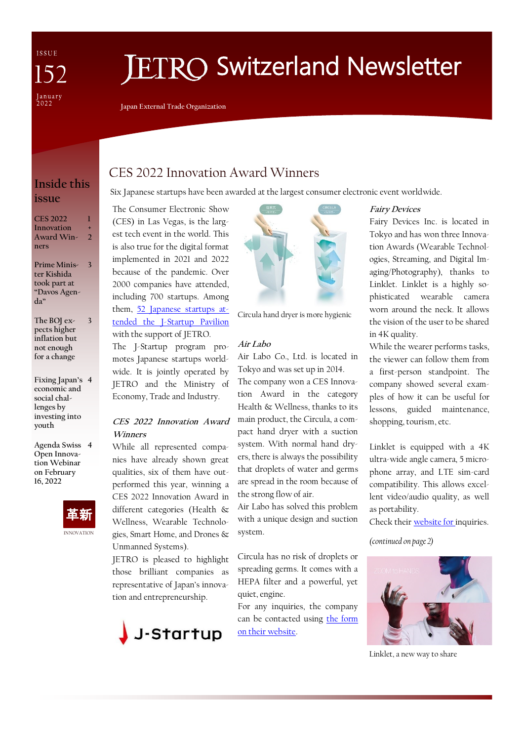ISSUE 152

January 2022

# JETRO Switzerland Newsletter

Japan External Trade Organization

## Inside this issue

- CES 2022 Innovation Award Winners — 1 + 2
- Prime Minister Kishida took part at "Davos Agenda" — 3
- The BOJ expects higher inflation but not enough for a change — 3
- Fixing Japan's economic and social challenges by investing into youth — 4
- Agenda Swiss Open Innovation Webinar on February 16, 2022 — 4

革新

INNOVATION

## CES 2022 Innovation Award Winners

Six Japanese startups have been awarded at the largest consumer electronic event worldwide.

The Consumer Electronic Show (CES) in Las Vegas, is the largest tech event in the world. This is also true for the digital format implemented in 2021 and 2022 because of the pandemic. Over 2000 companies have attended, including 700 startups. Among them, 52 Japanese startups attended the J-Startup Pavilion with the support of JETRO.

The J-Startup program promotes Japanese startups worldwide. It is jointly operated by JETRO and the Ministry of Economy, Trade and Industry.

### *CES 2022 Innovation Award Winners*

While all represented companies have already shown great qualities, six of them have outperformed this year, winning a CES 2022 Innovation Award in different categories (Health & Wellness, Wearable Technologies, Smart Home, and Drones & Unmanned Systems).

JETRO is pleased to highlight those brilliant companies as representative of Japan's innovation and entrepreneurship.

J-Startup

Circula hand dryer is more hygienic

### *Air Labo*

Air Labo Co., Ltd. is located in Tokyo and was set up in 2014.

The company won a CES Innovation Award in the category Health & Wellness, thanks to its main product, the Circula, a compact hand dryer with a suction system. With normal hand dryers, there is always the possibility that droplets of water and germs are spread in the room because of the strong flow of air.

Air Labo has solved this problem with a unique design and suction system.

Circula has no risk of droplets or spreading germs. It comes with a HEPA filter and a powerful, yet quiet, engine.

For any inquiries, the company can be contacted using the form on their website.

### *Fairy Devices*

Fairy Devices Inc. is located in Tokyo and has won three Innovation Awards (Wearable Technologies, Streaming, and Digital Imaging/Photography), thanks to Linklet. Linklet is a highly sophisticated wearable camera worn around the neck. It allows the vision of the user to be shared in 4K quality.

While the wearer performs tasks, the viewer can follow them from a first-person standpoint. The company showed several examples of how it can be useful for lessons, guided maintenance, shopping, tourism, etc.

Linklet is equipped with a 4K ultra-wide angle camera, 5 microphone array, and LTE sim-card compatibility. This allows excellent video/audio quality, as well as portability.

Check their website for inquiries.

*(continued on page 2)*

Linklet, a new way to share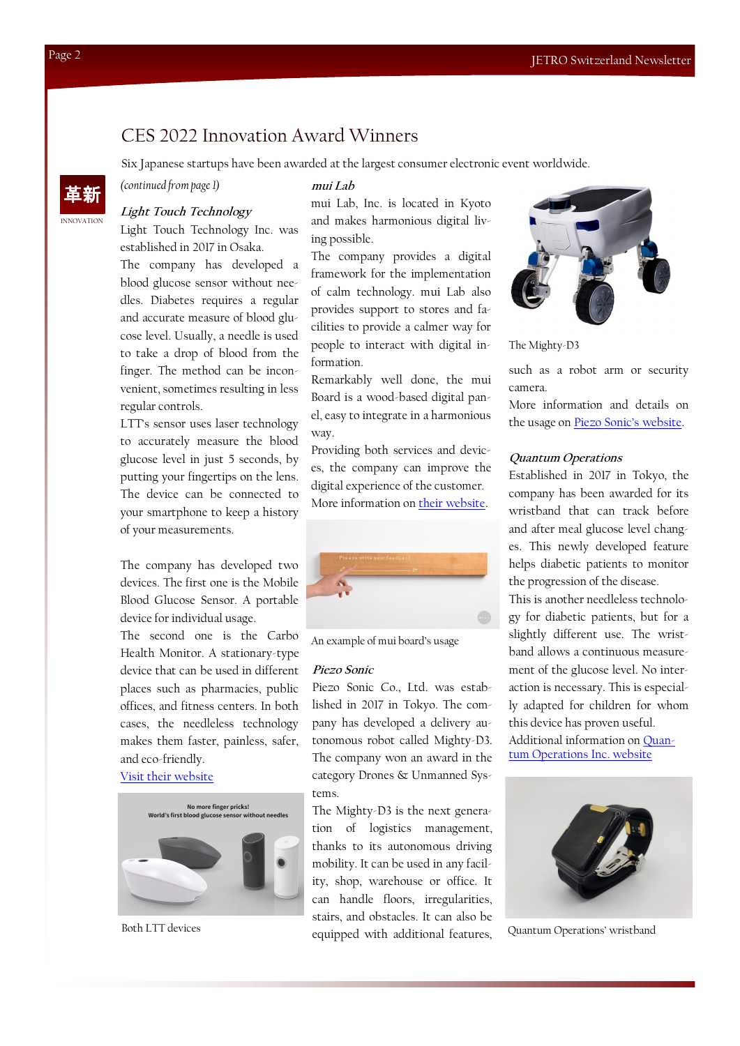## CES 2022 Innovation Award Winners

Six Japanese startups have been awarded at the largest consumer electronic event worldwide.

革新

INNOVATION

*(continued from page 1)*

### *Light Touch Technology*

Light Touch Technology Inc. was established in 2017 in Osaka.

The company has developed a blood glucose sensor without needles. Diabetes requires a regular and accurate measure of blood glucose level. Usually, a needle is used to take a drop of blood from the finger. The method can be inconvenient, sometimes resulting in less regular controls.

LTT's sensor uses laser technology to accurately measure the blood glucose level in just 5 seconds, by putting your fingertips on the lens. The device can be connected to your smartphone to keep a history of your measurements.

The company has developed two devices. The first one is the Mobile Blood Glucose Sensor. A portable device for individual usage.

The second one is the Carbo Health Monitor. A stationary-type device that can be used in different places such as pharmacies, public offices, and fitness centers. In both cases, the needleless technology makes them faster, painless, safer, and eco-friendly.

Visit their website

No more finger pricks!
World's first blood glucose sensor without needles

Both LTT devices

### *mui Lab*

mui Lab, Inc. is located in Kyoto and makes harmonious digital living possible.

The company provides a digital framework for the implementation of calm technology. mui Lab also provides support to stores and facilities to provide a calmer way for people to interact with digital information.

Remarkably well done, the mui Board is a wood-based digital panel, easy to integrate in a harmonious way.

Providing both services and devices, the company can improve the digital experience of the customer.

More information on their website.

An example of mui board's usage

### *Piezo Sonic*

Piezo Sonic Co., Ltd. was established in 2017 in Tokyo. The company has developed a delivery autonomous robot called Mighty-D3. The company won an award in the category Drones & Unmanned Systems.

The Mighty-D3 is the next generation of logistics management, thanks to its autonomous driving mobility. It can be used in any facility, shop, warehouse or office. It can handle floors, irregularities, stairs, and obstacles. It can also be equipped with additional features, such as a robot arm or security camera.

The Mighty-D3

More information and details on the usage on Piezo Sonic's website.

### *Quantum Operations*

Established in 2017 in Tokyo, the company has been awarded for its wristband that can track before and after meal glucose level changes. This newly developed feature helps diabetic patients to monitor the progression of the disease.

This is another needleless technology for diabetic patients, but for a slightly different use. The wristband allows a continuous measurement of the glucose level. No interaction is necessary. This is especially adapted for children for whom this device has proven useful.

Additional information on Quantum Operations Inc. website

Quantum Operations' wristband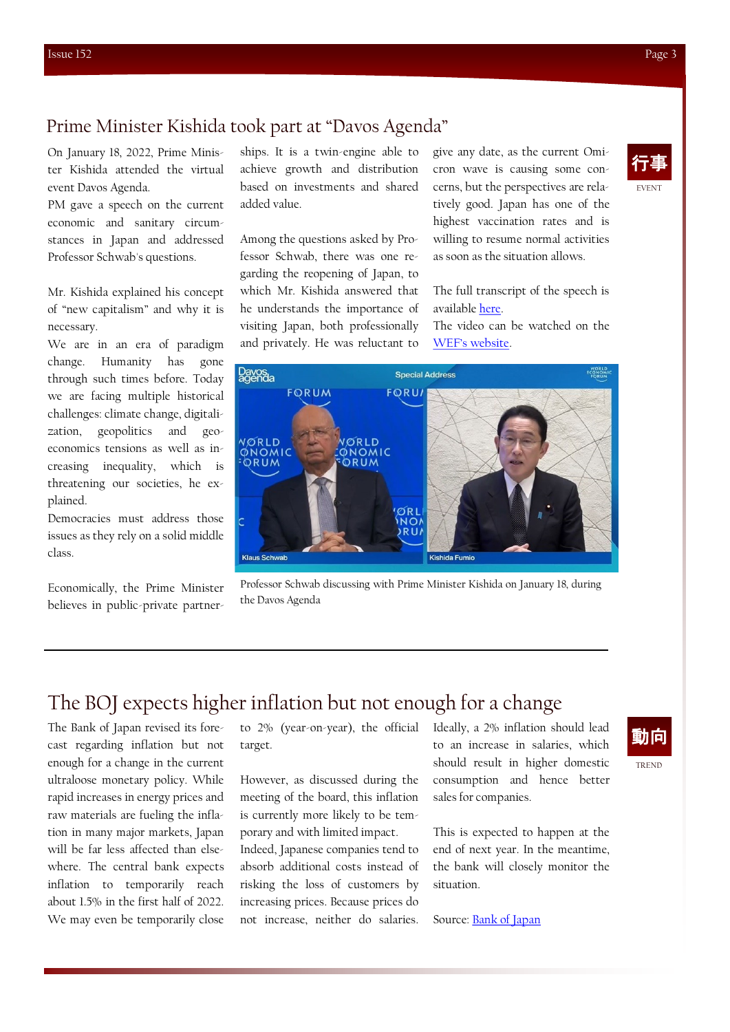## Prime Minister Kishida took part at "Davos Agenda"

行事

EVENT

On January 18, 2022, Prime Minister Kishida attended the virtual event Davos Agenda.

PM gave a speech on the current economic and sanitary circumstances in Japan and addressed Professor Schwab's questions.

Mr. Kishida explained his concept of "new capitalism" and why it is necessary.

We are in an era of paradigm change. Humanity has gone through such times before. Today we are facing multiple historical challenges: climate change, digitalization, geopolitics and geo-economics tensions as well as increasing inequality, which is threatening our societies, he explained.

Democracies must address those issues as they rely on a solid middle class.

Economically, the Prime Minister believes in public-private partnerships. It is a twin-engine able to achieve growth and distribution based on investments and shared added value.

Among the questions asked by Professor Schwab, there was one regarding the reopening of Japan, to which Mr. Kishida answered that he understands the importance of visiting Japan, both professionally and privately. He was reluctant to give any date, as the current Omicron wave is causing some concerns, but the perspectives are relatively good. Japan has one of the highest vaccination rates and is willing to resume normal activities as soon as the situation allows.

The full transcript of the speech is available here.

The video can be watched on the WEF's website.

Professor Schwab discussing with Prime Minister Kishida on January 18, during the Davos Agenda

## The BOJ expects higher inflation but not enough for a change

動向

TREND

The Bank of Japan revised its forecast regarding inflation but not enough for a change in the current ultraloose monetary policy. While rapid increases in energy prices and raw materials are fueling the inflation in many major markets, Japan will be far less affected than elsewhere. The central bank expects inflation to temporarily reach about 1.5% in the first half of 2022. We may even be temporarily close to 2% (year-on-year), the official target.

However, as discussed during the meeting of the board, this inflation is currently more likely to be temporary and with limited impact. Indeed, Japanese companies tend to absorb additional costs instead of risking the loss of customers by increasing prices. Because prices do not increase, neither do salaries. Ideally, a 2% inflation should lead to an increase in salaries, which should result in higher domestic consumption and hence better sales for companies.

This is expected to happen at the end of next year. In the meantime, the bank will closely monitor the situation.

Source: Bank of Japan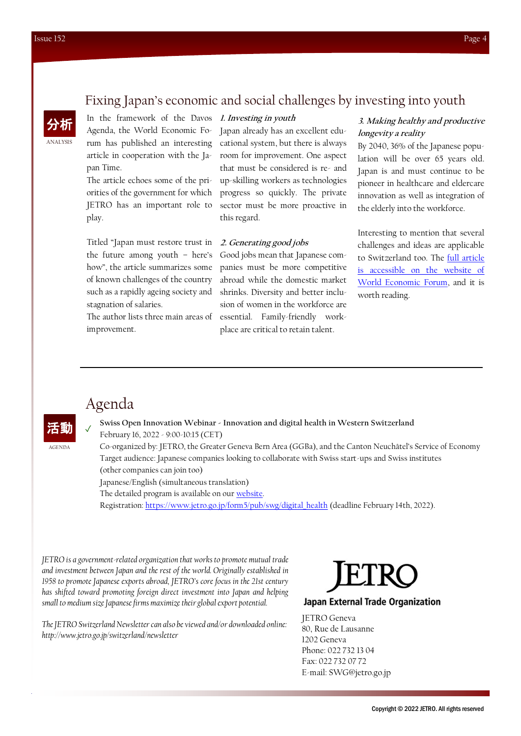## Fixing Japan's economic and social challenges by investing into youth

分析

ANALYSIS

In the framework of the Davos Agenda, the World Economic Forum has published an interesting article in cooperation with the Japan Time.

The article echoes some of the priorities of the government for which JETRO has an important role to play.

Titled "Japan must restore trust in the future among youth – here's how", the article summarizes some of known challenges of the country such as a rapidly ageing society and stagnation of salaries.

The author lists three main areas of improvement.

*1. Investing in youth*

Japan already has an excellent educational system, but there is always room for improvement. One aspect that must be considered is re- and up-skilling workers as technologies progress so quickly. The private sector must be more proactive in this regard.

*2. Generating good jobs*

Good jobs mean that Japanese companies must be more competitive abroad while the domestic market shrinks. Diversity and better inclusion of women in the workforce are essential. Family-friendly workplace are critical to retain talent.

*3. Making healthy and productive longevity a reality*

By 2040, 36% of the Japanese population will be over 65 years old. Japan is and must continue to be pioneer in healthcare and eldercare innovation as well as integration of the elderly into the workforce.

Interesting to mention that several challenges and ideas are applicable to Switzerland too. The full article is accessible on the website of World Economic Forum, and it is worth reading.

## Agenda

活動

AGENDA

✓ **Swiss Open Innovation Webinar - Innovation and digital health in Western Switzerland**

February 16, 2022 - 9:00-10:15 (CET)

Co-organized by: JETRO, the Greater Geneva Bern Area (GGBa), and the Canton Neuchâtel's Service of Economy

Target audience: Japanese companies looking to collaborate with Swiss start-ups and Swiss institutes (other companies can join too)

Japanese/English (simultaneous translation)

The detailed program is available on our website.

Registration: https://www.jetro.go.jp/form5/pub/swg/digital_health (deadline February 14th, 2022).

*JETRO is a government-related organization that works to promote mutual trade and investment between Japan and the rest of the world. Originally established in 1958 to promote Japanese exports abroad, JETRO's core focus in the 21st century has shifted toward promoting foreign direct investment into Japan and helping small to medium size Japanese firms maximize their global export potential.*

*The JETRO Switzerland Newsletter can also be viewed and/or downloaded online: http://www.jetro.go.jp/switzerland/newsletter*

JETRO

Japan External Trade Organization

JETRO Geneva
80, Rue de Lausanne
1202 Geneva
Phone: 022 732 13 04
Fax: 022 732 07 72
E-mail: SWG@jetro.go.jp

Copyright © 2022 JETRO. All rights reserved